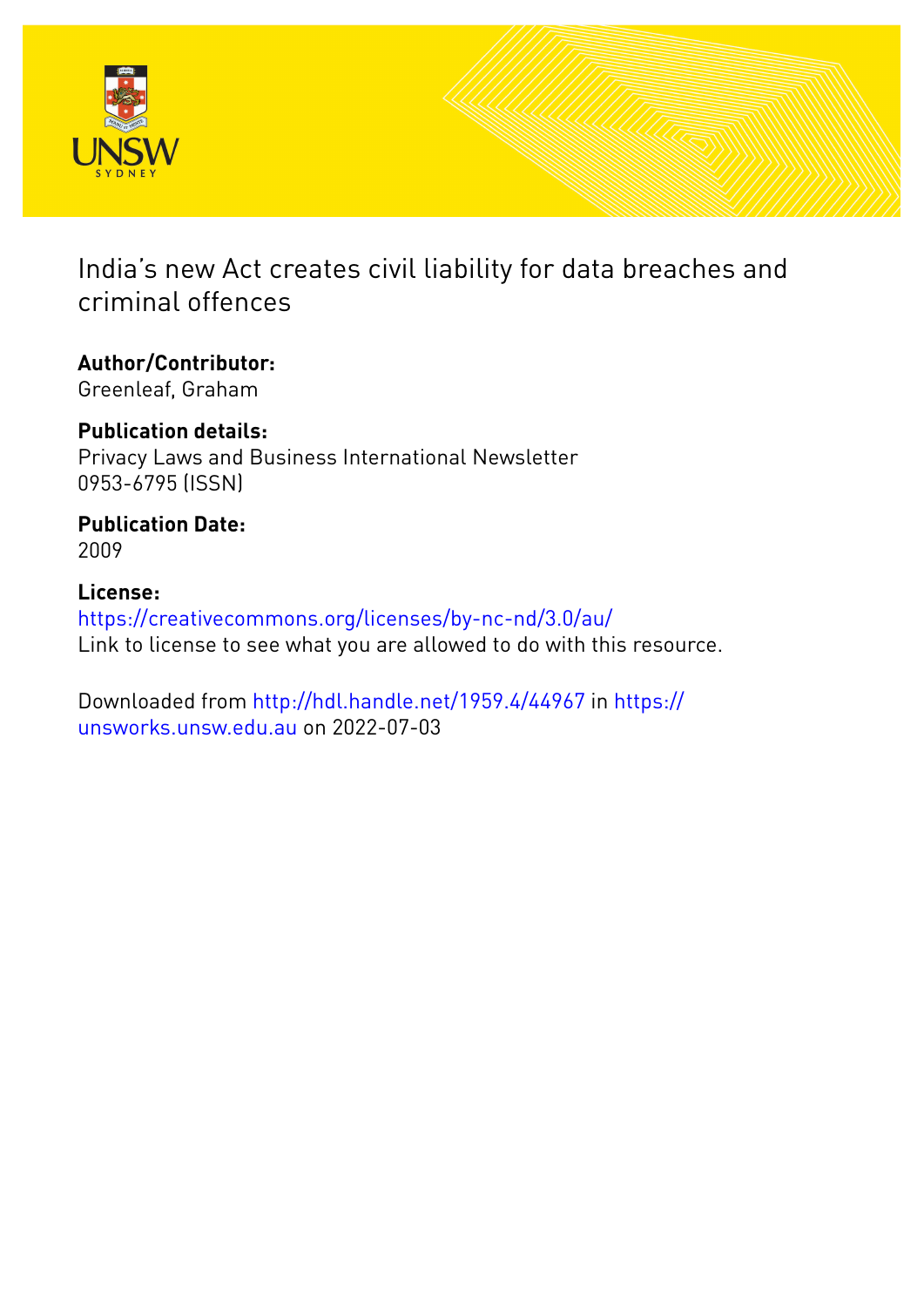# India's new Act creates civil liability for data breaches and criminal offences

**Author/Contributor:**
Greenleaf, Graham

**Publication details:**
Privacy Laws and Business International Newsletter
0953-6795 (ISSN)

**Publication Date:**
2009

**License:**
https://creativecommons.org/licenses/by-nc-nd/3.0/au/
Link to license to see what you are allowed to do with this resource.

Downloaded from http://hdl.handle.net/1959.4/44967 in https://unsworks.unsw.edu.au on 2022-07-03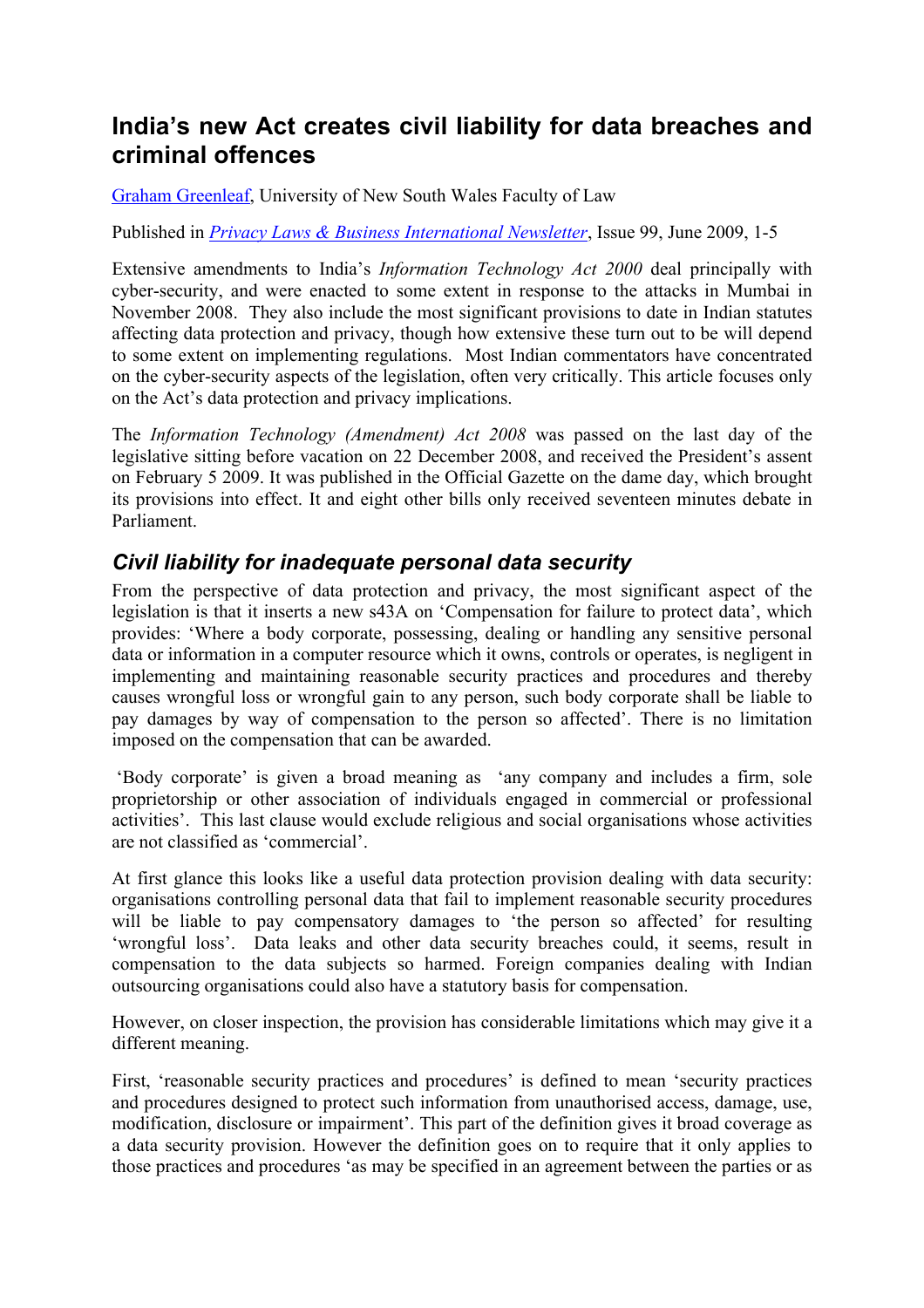# India's new Act creates civil liability for data breaches and criminal offences

Graham Greenleaf, University of New South Wales Faculty of Law

Published in *Privacy Laws & Business International Newsletter*, Issue 99, June 2009, 1-5

Extensive amendments to India's *Information Technology Act 2000* deal principally with cyber-security, and were enacted to some extent in response to the attacks in Mumbai in November 2008. They also include the most significant provisions to date in Indian statutes affecting data protection and privacy, though how extensive these turn out to be will depend to some extent on implementing regulations. Most Indian commentators have concentrated on the cyber-security aspects of the legislation, often very critically. This article focuses only on the Act's data protection and privacy implications.

The *Information Technology (Amendment) Act 2008* was passed on the last day of the legislative sitting before vacation on 22 December 2008, and received the President's assent on February 5 2009. It was published in the Official Gazette on the dame day, which brought its provisions into effect. It and eight other bills only received seventeen minutes debate in Parliament.

## *Civil liability for inadequate personal data security*

From the perspective of data protection and privacy, the most significant aspect of the legislation is that it inserts a new s43A on 'Compensation for failure to protect data', which provides: 'Where a body corporate, possessing, dealing or handling any sensitive personal data or information in a computer resource which it owns, controls or operates, is negligent in implementing and maintaining reasonable security practices and procedures and thereby causes wrongful loss or wrongful gain to any person, such body corporate shall be liable to pay damages by way of compensation to the person so affected'. There is no limitation imposed on the compensation that can be awarded.

'Body corporate' is given a broad meaning as 'any company and includes a firm, sole proprietorship or other association of individuals engaged in commercial or professional activities'. This last clause would exclude religious and social organisations whose activities are not classified as 'commercial'.

At first glance this looks like a useful data protection provision dealing with data security: organisations controlling personal data that fail to implement reasonable security procedures will be liable to pay compensatory damages to 'the person so affected' for resulting 'wrongful loss'. Data leaks and other data security breaches could, it seems, result in compensation to the data subjects so harmed. Foreign companies dealing with Indian outsourcing organisations could also have a statutory basis for compensation.

However, on closer inspection, the provision has considerable limitations which may give it a different meaning.

First, 'reasonable security practices and procedures' is defined to mean 'security practices and procedures designed to protect such information from unauthorised access, damage, use, modification, disclosure or impairment'. This part of the definition gives it broad coverage as a data security provision. However the definition goes on to require that it only applies to those practices and procedures 'as may be specified in an agreement between the parties or as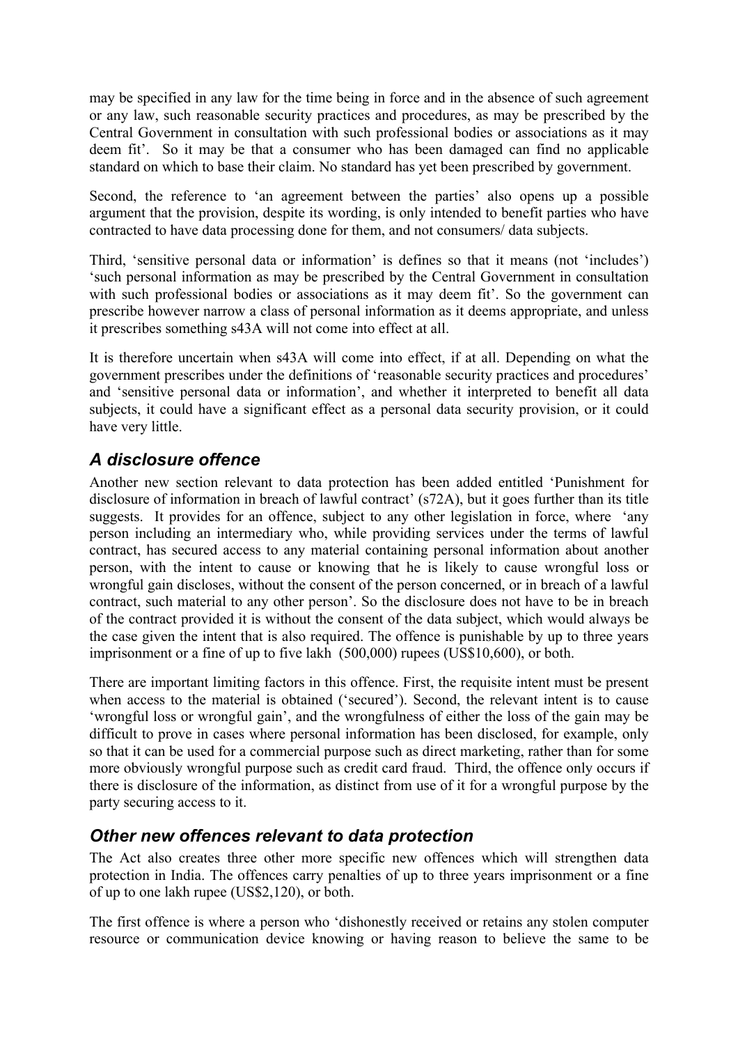may be specified in any law for the time being in force and in the absence of such agreement or any law, such reasonable security practices and procedures, as may be prescribed by the Central Government in consultation with such professional bodies or associations as it may deem fit'. So it may be that a consumer who has been damaged can find no applicable standard on which to base their claim. No standard has yet been prescribed by government.

Second, the reference to 'an agreement between the parties' also opens up a possible argument that the provision, despite its wording, is only intended to benefit parties who have contracted to have data processing done for them, and not consumers/ data subjects.

Third, 'sensitive personal data or information' is defines so that it means (not 'includes') 'such personal information as may be prescribed by the Central Government in consultation with such professional bodies or associations as it may deem fit'. So the government can prescribe however narrow a class of personal information as it deems appropriate, and unless it prescribes something s43A will not come into effect at all.

It is therefore uncertain when s43A will come into effect, if at all. Depending on what the government prescribes under the definitions of 'reasonable security practices and procedures' and 'sensitive personal data or information', and whether it interpreted to benefit all data subjects, it could have a significant effect as a personal data security provision, or it could have very little.

## *A disclosure offence*

Another new section relevant to data protection has been added entitled 'Punishment for disclosure of information in breach of lawful contract' (s72A), but it goes further than its title suggests. It provides for an offence, subject to any other legislation in force, where 'any person including an intermediary who, while providing services under the terms of lawful contract, has secured access to any material containing personal information about another person, with the intent to cause or knowing that he is likely to cause wrongful loss or wrongful gain discloses, without the consent of the person concerned, or in breach of a lawful contract, such material to any other person'. So the disclosure does not have to be in breach of the contract provided it is without the consent of the data subject, which would always be the case given the intent that is also required. The offence is punishable by up to three years imprisonment or a fine of up to five lakh (500,000) rupees (US$10,600), or both.

There are important limiting factors in this offence. First, the requisite intent must be present when access to the material is obtained ('secured'). Second, the relevant intent is to cause 'wrongful loss or wrongful gain', and the wrongfulness of either the loss of the gain may be difficult to prove in cases where personal information has been disclosed, for example, only so that it can be used for a commercial purpose such as direct marketing, rather than for some more obviously wrongful purpose such as credit card fraud. Third, the offence only occurs if there is disclosure of the information, as distinct from use of it for a wrongful purpose by the party securing access to it.

## *Other new offences relevant to data protection*

The Act also creates three other more specific new offences which will strengthen data protection in India. The offences carry penalties of up to three years imprisonment or a fine of up to one lakh rupee (US$2,120), or both.

The first offence is where a person who 'dishonestly received or retains any stolen computer resource or communication device knowing or having reason to believe the same to be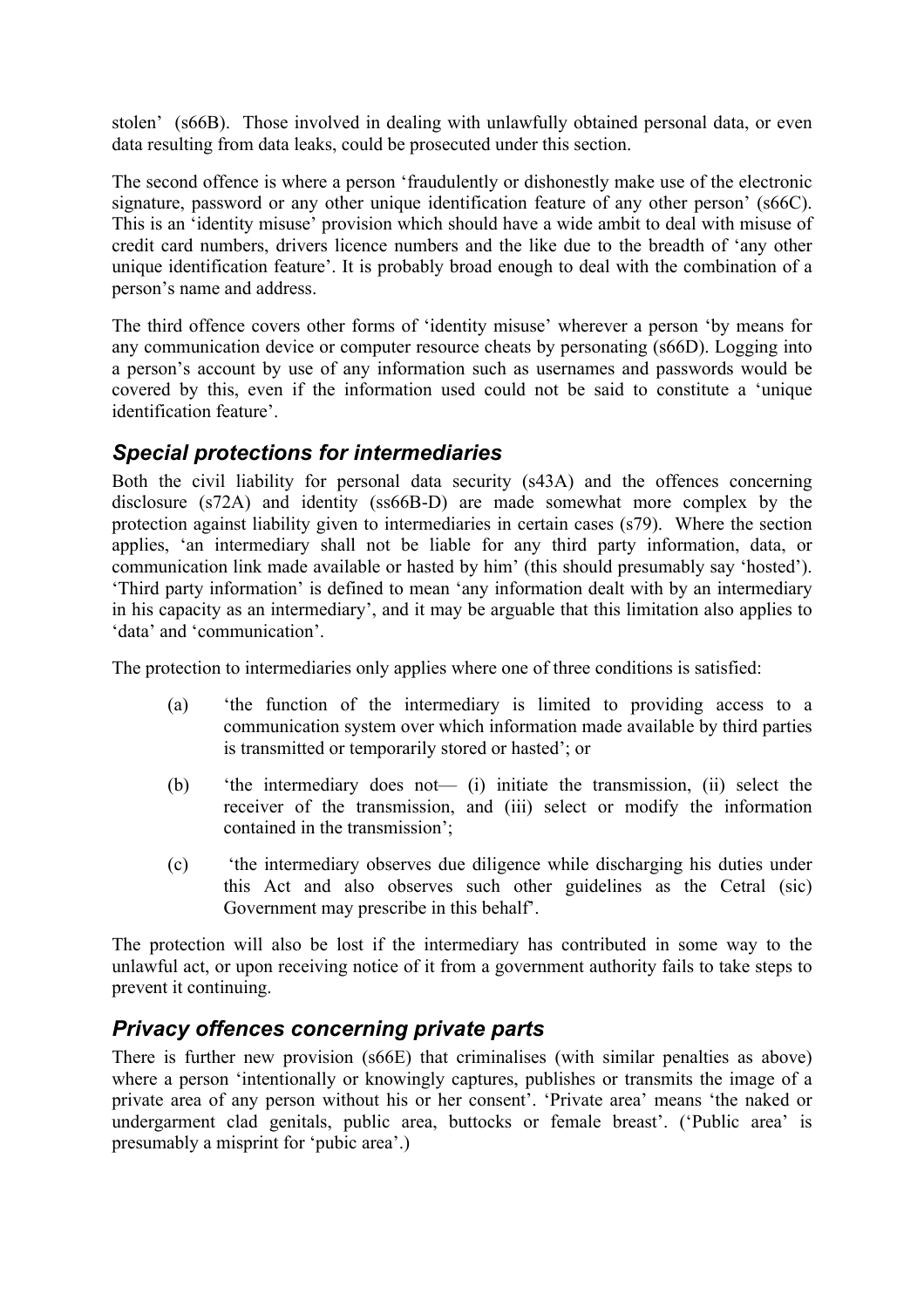stolen' (s66B). Those involved in dealing with unlawfully obtained personal data, or even data resulting from data leaks, could be prosecuted under this section.

The second offence is where a person 'fraudulently or dishonestly make use of the electronic signature, password or any other unique identification feature of any other person' (s66C). This is an 'identity misuse' provision which should have a wide ambit to deal with misuse of credit card numbers, drivers licence numbers and the like due to the breadth of 'any other unique identification feature'. It is probably broad enough to deal with the combination of a person's name and address.

The third offence covers other forms of 'identity misuse' wherever a person 'by means for any communication device or computer resource cheats by personating (s66D). Logging into a person's account by use of any information such as usernames and passwords would be covered by this, even if the information used could not be said to constitute a 'unique identification feature'.

## *Special protections for intermediaries*

Both the civil liability for personal data security (s43A) and the offences concerning disclosure (s72A) and identity (ss66B-D) are made somewhat more complex by the protection against liability given to intermediaries in certain cases (s79). Where the section applies, 'an intermediary shall not be liable for any third party information, data, or communication link made available or hasted by him' (this should presumably say 'hosted'). 'Third party information' is defined to mean 'any information dealt with by an intermediary in his capacity as an intermediary', and it may be arguable that this limitation also applies to 'data' and 'communication'.

The protection to intermediaries only applies where one of three conditions is satisfied:

(a) 'the function of the intermediary is limited to providing access to a communication system over which information made available by third parties is transmitted or temporarily stored or hasted'; or

(b) 'the intermediary does not— (i) initiate the transmission, (ii) select the receiver of the transmission, and (iii) select or modify the information contained in the transmission';

(c) 'the intermediary observes due diligence while discharging his duties under this Act and also observes such other guidelines as the Cetral (sic) Government may prescribe in this behalf'.

The protection will also be lost if the intermediary has contributed in some way to the unlawful act, or upon receiving notice of it from a government authority fails to take steps to prevent it continuing.

## *Privacy offences concerning private parts*

There is further new provision (s66E) that criminalises (with similar penalties as above) where a person 'intentionally or knowingly captures, publishes or transmits the image of a private area of any person without his or her consent'. 'Private area' means 'the naked or undergarment clad genitals, public area, buttocks or female breast'. ('Public area' is presumably a misprint for 'pubic area'.)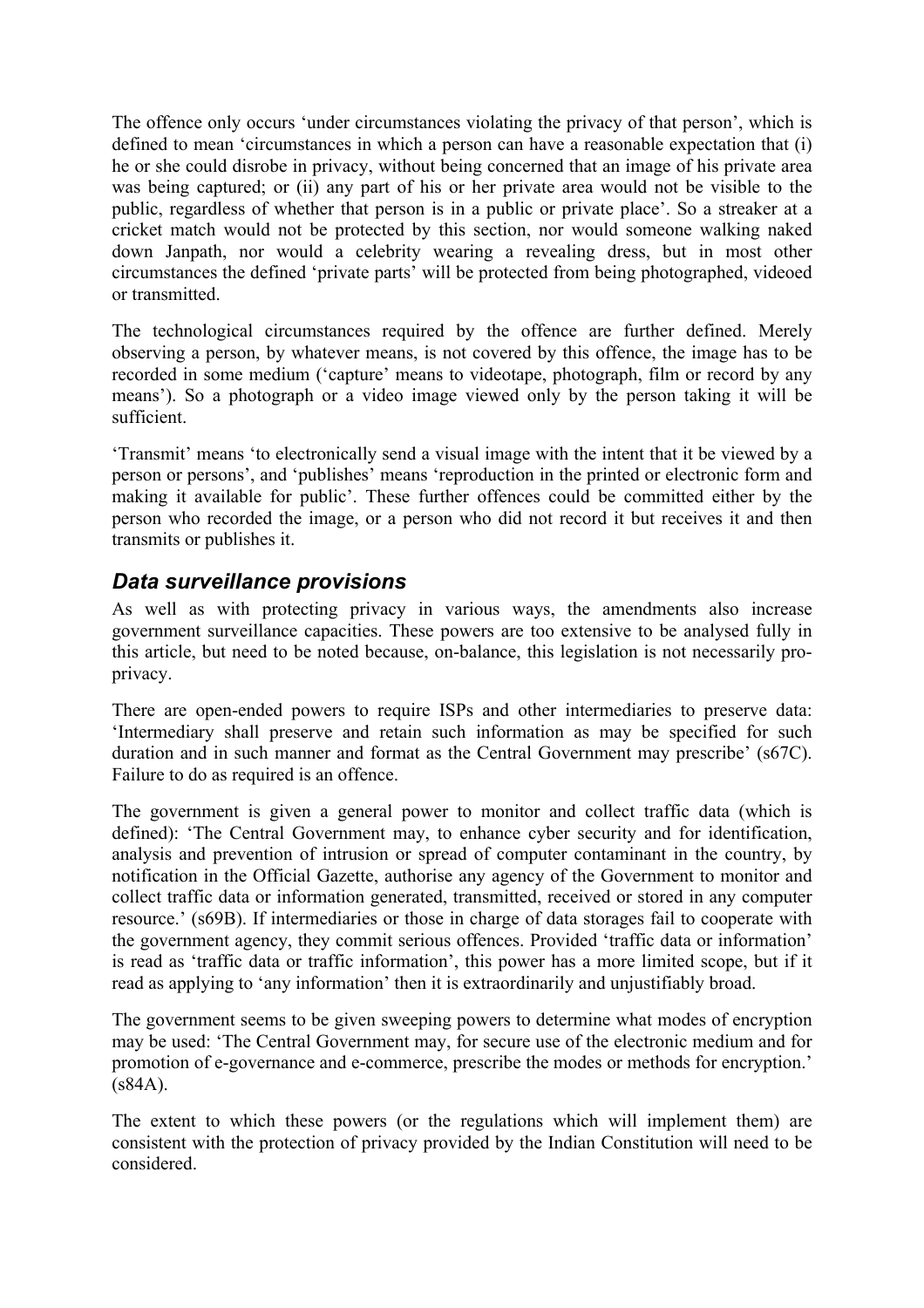The offence only occurs 'under circumstances violating the privacy of that person', which is defined to mean 'circumstances in which a person can have a reasonable expectation that (i) he or she could disrobe in privacy, without being concerned that an image of his private area was being captured; or (ii) any part of his or her private area would not be visible to the public, regardless of whether that person is in a public or private place'. So a streaker at a cricket match would not be protected by this section, nor would someone walking naked down Janpath, nor would a celebrity wearing a revealing dress, but in most other circumstances the defined 'private parts' will be protected from being photographed, videoed or transmitted.

The technological circumstances required by the offence are further defined. Merely observing a person, by whatever means, is not covered by this offence, the image has to be recorded in some medium ('capture' means to videotape, photograph, film or record by any means'). So a photograph or a video image viewed only by the person taking it will be sufficient.

'Transmit' means 'to electronically send a visual image with the intent that it be viewed by a person or persons', and 'publishes' means 'reproduction in the printed or electronic form and making it available for public'. These further offences could be committed either by the person who recorded the image, or a person who did not record it but receives it and then transmits or publishes it.

## *Data surveillance provisions*

As well as with protecting privacy in various ways, the amendments also increase government surveillance capacities. These powers are too extensive to be analysed fully in this article, but need to be noted because, on-balance, this legislation is not necessarily pro-privacy.

There are open-ended powers to require ISPs and other intermediaries to preserve data: 'Intermediary shall preserve and retain such information as may be specified for such duration and in such manner and format as the Central Government may prescribe' (s67C). Failure to do as required is an offence.

The government is given a general power to monitor and collect traffic data (which is defined): 'The Central Government may, to enhance cyber security and for identification, analysis and prevention of intrusion or spread of computer contaminant in the country, by notification in the Official Gazette, authorise any agency of the Government to monitor and collect traffic data or information generated, transmitted, received or stored in any computer resource.' (s69B). If intermediaries or those in charge of data storages fail to cooperate with the government agency, they commit serious offences. Provided 'traffic data or information' is read as 'traffic data or traffic information', this power has a more limited scope, but if it read as applying to 'any information' then it is extraordinarily and unjustifiably broad.

The government seems to be given sweeping powers to determine what modes of encryption may be used: 'The Central Government may, for secure use of the electronic medium and for promotion of e-governance and e-commerce, prescribe the modes or methods for encryption.' (s84A).

The extent to which these powers (or the regulations which will implement them) are consistent with the protection of privacy provided by the Indian Constitution will need to be considered.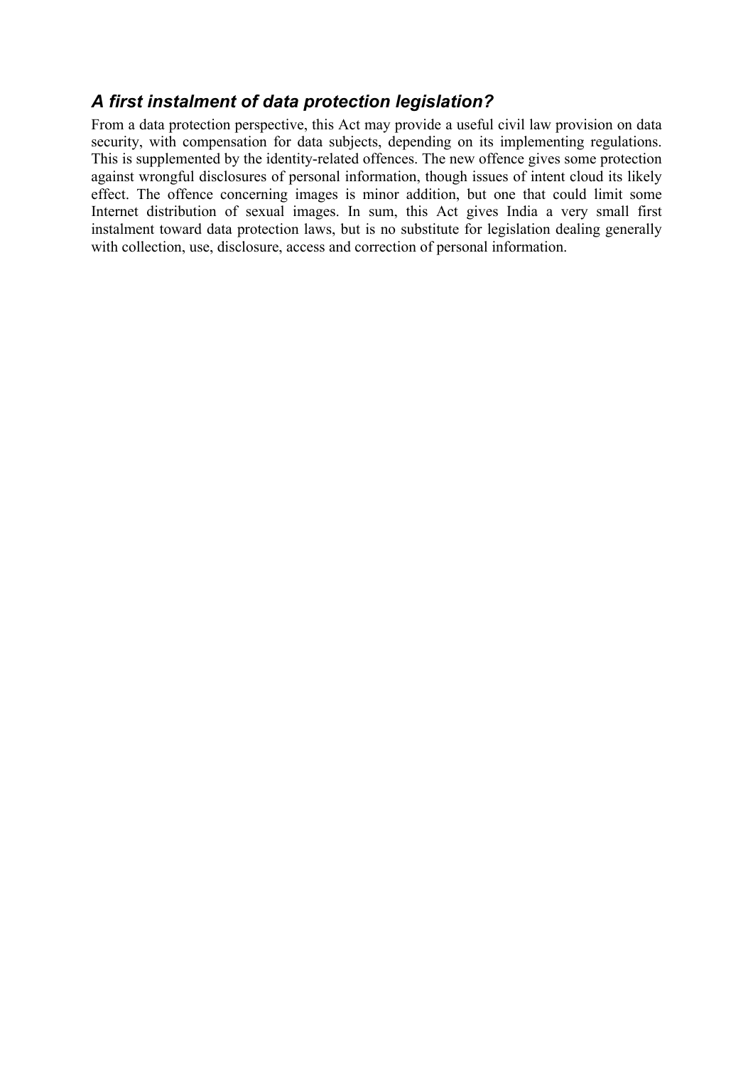### *A first instalment of data protection legislation?*

From a data protection perspective, this Act may provide a useful civil law provision on data security, with compensation for data subjects, depending on its implementing regulations. This is supplemented by the identity-related offences. The new offence gives some protection against wrongful disclosures of personal information, though issues of intent cloud its likely effect. The offence concerning images is minor addition, but one that could limit some Internet distribution of sexual images. In sum, this Act gives India a very small first instalment toward data protection laws, but is no substitute for legislation dealing generally with collection, use, disclosure, access and correction of personal information.